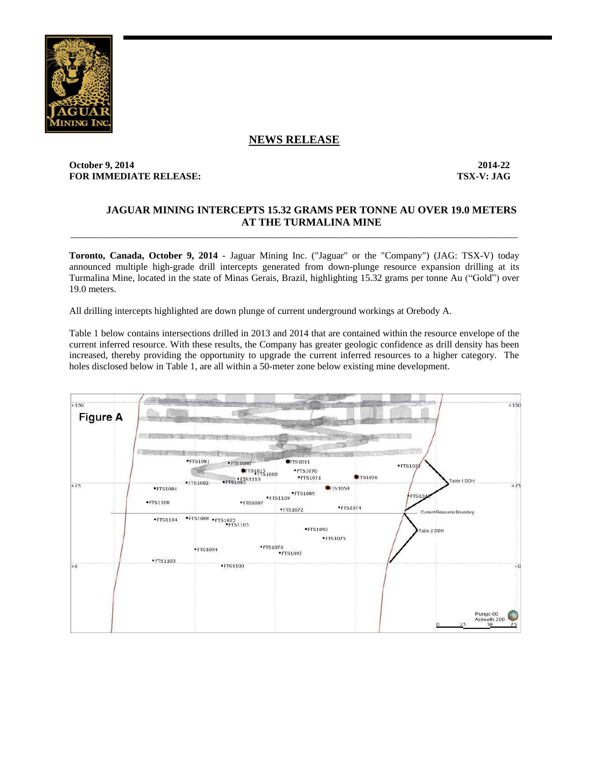# NEWS RELEASE

**October 9, 2014** **2014-22**
**FOR IMMEDIATE RELEASE:** **TSX-V: JAG**

## JAGUAR MINING INTERCEPTS 15.32 GRAMS PER TONNE AU OVER 19.0 METERS AT THE TURMALINA MINE

**Toronto, Canada, October 9, 2014** - Jaguar Mining Inc. ("Jaguar" or the "Company") (JAG: TSX-V) today announced multiple high-grade drill intercepts generated from down-plunge resource expansion drilling at its Turmalina Mine, located in the state of Minas Gerais, Brazil, highlighting 15.32 grams per tonne Au ("Gold") over 19.0 meters.

All drilling intercepts highlighted are down plunge of current underground workings at Orebody A.

Table 1 below contains intersections drilled in 2013 and 2014 that are contained within the resource envelope of the current inferred resource. With these results, the Company has greater geologic confidence as drill density has been increased, thereby providing the opportunity to upgrade the current inferred resources to a higher category. The holes disclosed below in Table 1, are all within a 50-meter zone below existing mine development.

Figure A

+150
+75
+0
FTS1081
FTS1080
FTS1011
FTS1022
FTS1015
FTS1069
FTS1070
FTS1071
FTS1026
FTS1110
FTS1082
FTS1083
Table 1 DDH
FTS1084
FTS1054
FTS1089
FTS1109
FTS1042
FTS1108
FTS1087
FTS1072
FTS1074
Current Resource Boundary
FTS1104
FTS1088
FTS1073
FTS1105
FTS1092
Table 2 DDH
FTS1075
FTS1076
FTS1094
FTS1097
FTS1103
FTS1100
Plunge 00
Azimuth 200
0 25 50 75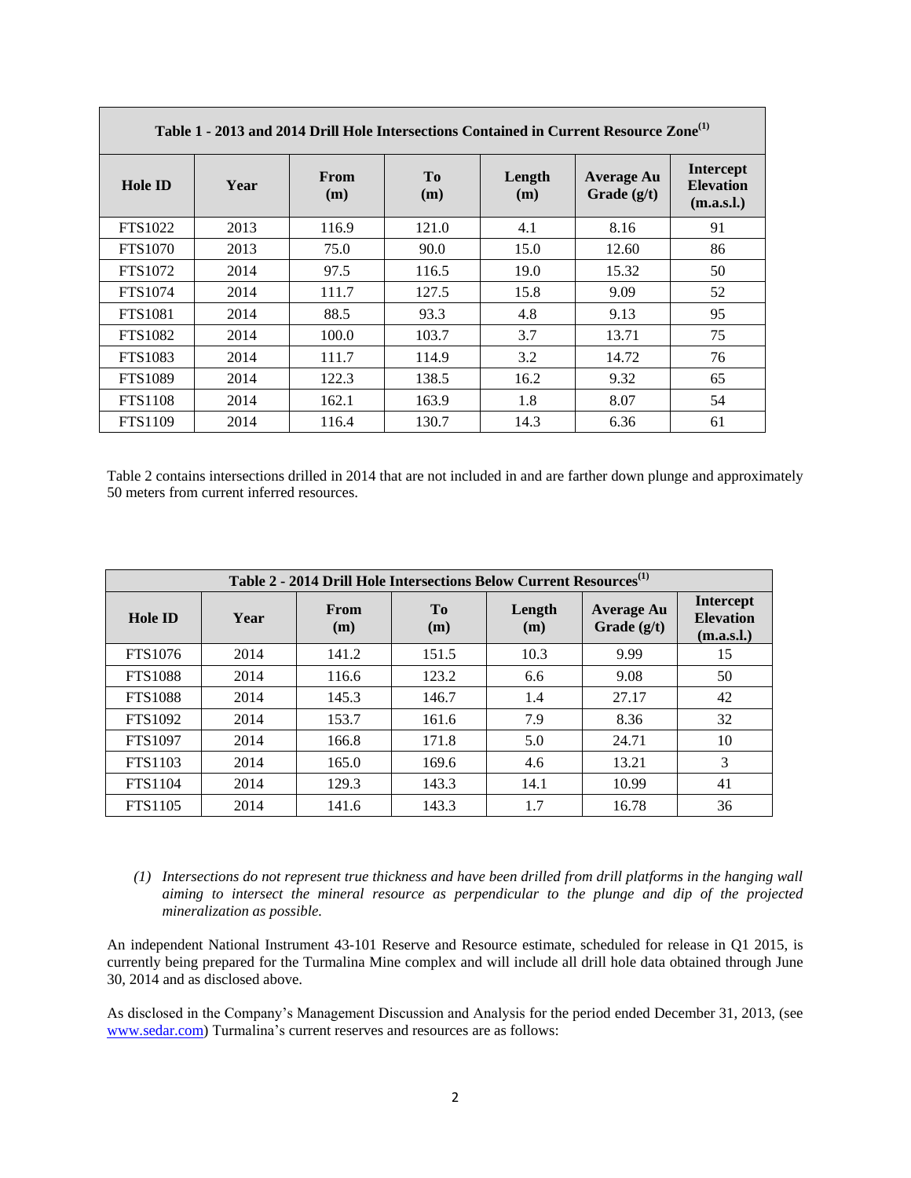**Table 1 - 2013 and 2014 Drill Hole Intersections Contained in Current Resource Zone[1]**

| Hole ID | Year | From (m) | To (m) | Length (m) | Average Au Grade (g/t) | Intercept Elevation (m.a.s.l.) |
|---|---|---|---|---|---|---|
| FTS1022 | 2013 | 116.9 | 121.0 | 4.1 | 8.16 | 91 |
| FTS1070 | 2013 | 75.0 | 90.0 | 15.0 | 12.60 | 86 |
| FTS1072 | 2014 | 97.5 | 116.5 | 19.0 | 15.32 | 50 |
| FTS1074 | 2014 | 111.7 | 127.5 | 15.8 | 9.09 | 52 |
| FTS1081 | 2014 | 88.5 | 93.3 | 4.8 | 9.13 | 95 |
| FTS1082 | 2014 | 100.0 | 103.7 | 3.7 | 13.71 | 75 |
| FTS1083 | 2014 | 111.7 | 114.9 | 3.2 | 14.72 | 76 |
| FTS1089 | 2014 | 122.3 | 138.5 | 16.2 | 9.32 | 65 |
| FTS1108 | 2014 | 162.1 | 163.9 | 1.8 | 8.07 | 54 |
| FTS1109 | 2014 | 116.4 | 130.7 | 14.3 | 6.36 | 61 |

Table 2 contains intersections drilled in 2014 that are not included in and are farther down plunge and approximately 50 meters from current inferred resources.

**Table 2 - 2014 Drill Hole Intersections Below Current Resources[1]**

| Hole ID | Year | From (m) | To (m) | Length (m) | Average Au Grade (g/t) | Intercept Elevation (m.a.s.l.) |
|---|---|---|---|---|---|---|
| FTS1076 | 2014 | 141.2 | 151.5 | 10.3 | 9.99 | 15 |
| FTS1088 | 2014 | 116.6 | 123.2 | 6.6 | 9.08 | 50 |
| FTS1088 | 2014 | 145.3 | 146.7 | 1.4 | 27.17 | 42 |
| FTS1092 | 2014 | 153.7 | 161.6 | 7.9 | 8.36 | 32 |
| FTS1097 | 2014 | 166.8 | 171.8 | 5.0 | 24.71 | 10 |
| FTS1103 | 2014 | 165.0 | 169.6 | 4.6 | 13.21 | 3 |
| FTS1104 | 2014 | 129.3 | 143.3 | 14.1 | 10.99 | 41 |
| FTS1105 | 2014 | 141.6 | 143.3 | 1.7 | 16.78 | 36 |

*(1) Intersections do not represent true thickness and have been drilled from drill platforms in the hanging wall aiming to intersect the mineral resource as perpendicular to the plunge and dip of the projected mineralization as possible.*

An independent National Instrument 43-101 Reserve and Resource estimate, scheduled for release in Q1 2015, is currently being prepared for the Turmalina Mine complex and will include all drill hole data obtained through June 30, 2014 and as disclosed above.

As disclosed in the Company's Management Discussion and Analysis for the period ended December 31, 2013, (see www.sedar.com) Turmalina's current reserves and resources are as follows: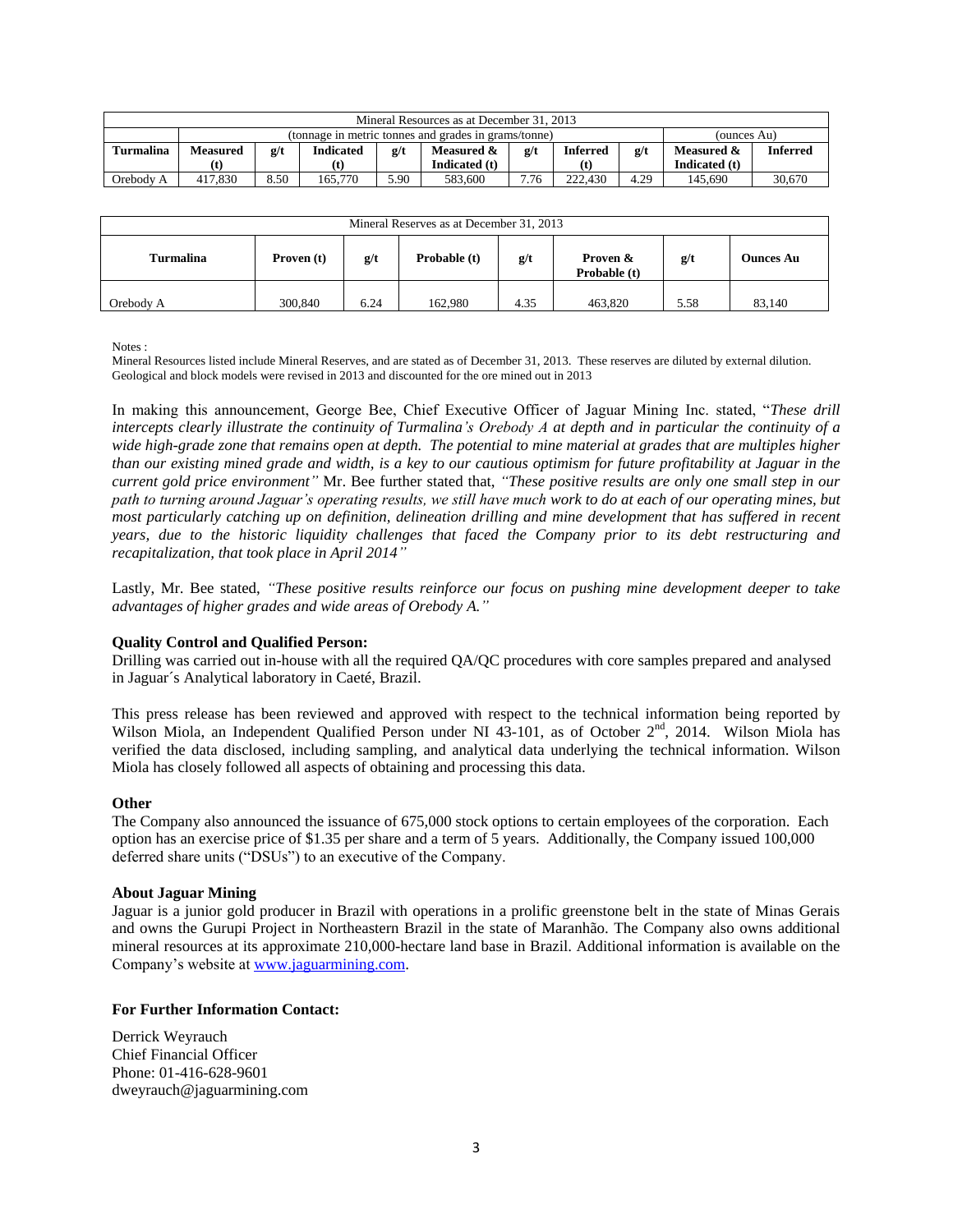| Mineral Resources as at December 31, 2013 | | | | | | | | | | |
|---|---|---|---|---|---|---|---|---|---|---|
| | (tonnage in metric tonnes and grades in grams/tonne) | | | | | | | | (ounces Au) | |
| Turmalina | Measured (t) | g/t | Indicated (t) | g/t | Measured & Indicated (t) | g/t | Inferred (t) | g/t | Measured & Indicated (t) | Inferred |
| Orebody A | 417,830 | 8.50 | 165,770 | 5.90 | 583,600 | 7.76 | 222,430 | 4.29 | 145,690 | 30,670 |

| Mineral Reserves as at December 31, 2013 | | | | | | | |
|---|---|---|---|---|---|---|---|
| Turmalina | Proven (t) | g/t | Probable (t) | g/t | Proven & Probable (t) | g/t | Ounces Au |
| Orebody A | 300,840 | 6.24 | 162,980 | 4.35 | 463,820 | 5.58 | 83,140 |

Notes :
Mineral Resources listed include Mineral Reserves, and are stated as of December 31, 2013. These reserves are diluted by external dilution. Geological and block models were revised in 2013 and discounted for the ore mined out in 2013

In making this announcement, George Bee, Chief Executive Officer of Jaguar Mining Inc. stated, "*These drill intercepts clearly illustrate the continuity of Turmalina's Orebody A at depth and in particular the continuity of a wide high-grade zone that remains open at depth. The potential to mine material at grades that are multiples higher than our existing mined grade and width, is a key to our cautious optimism for future profitability at Jaguar in the current gold price environment"* Mr. Bee further stated that, *"These positive results are only one small step in our path to turning around Jaguar's operating results, we still have much work to do at each of our operating mines, but most particularly catching up on definition, delineation drilling and mine development that has suffered in recent years, due to the historic liquidity challenges that faced the Company prior to its debt restructuring and recapitalization, that took place in April 2014"*

Lastly, Mr. Bee stated, *"These positive results reinforce our focus on pushing mine development deeper to take advantages of higher grades and wide areas of Orebody A."*

**Quality Control and Qualified Person:**
Drilling was carried out in-house with all the required QA/QC procedures with core samples prepared and analysed in Jaguar´s Analytical laboratory in Caeté, Brazil.

This press release has been reviewed and approved with respect to the technical information being reported by Wilson Miola, an Independent Qualified Person under NI 43-101, as of October 2nd, 2014. Wilson Miola has verified the data disclosed, including sampling, and analytical data underlying the technical information. Wilson Miola has closely followed all aspects of obtaining and processing this data.

**Other**
The Company also announced the issuance of 675,000 stock options to certain employees of the corporation. Each option has an exercise price of $1.35 per share and a term of 5 years. Additionally, the Company issued 100,000 deferred share units ("DSUs") to an executive of the Company.

**About Jaguar Mining**
Jaguar is a junior gold producer in Brazil with operations in a prolific greenstone belt in the state of Minas Gerais and owns the Gurupi Project in Northeastern Brazil in the state of Maranhão. The Company also owns additional mineral resources at its approximate 210,000-hectare land base in Brazil. Additional information is available on the Company's website at www.jaguarmining.com.

**For Further Information Contact:**

Derrick Weyrauch
Chief Financial Officer
Phone: 01-416-628-9601
dweyrauch@jaguarmining.com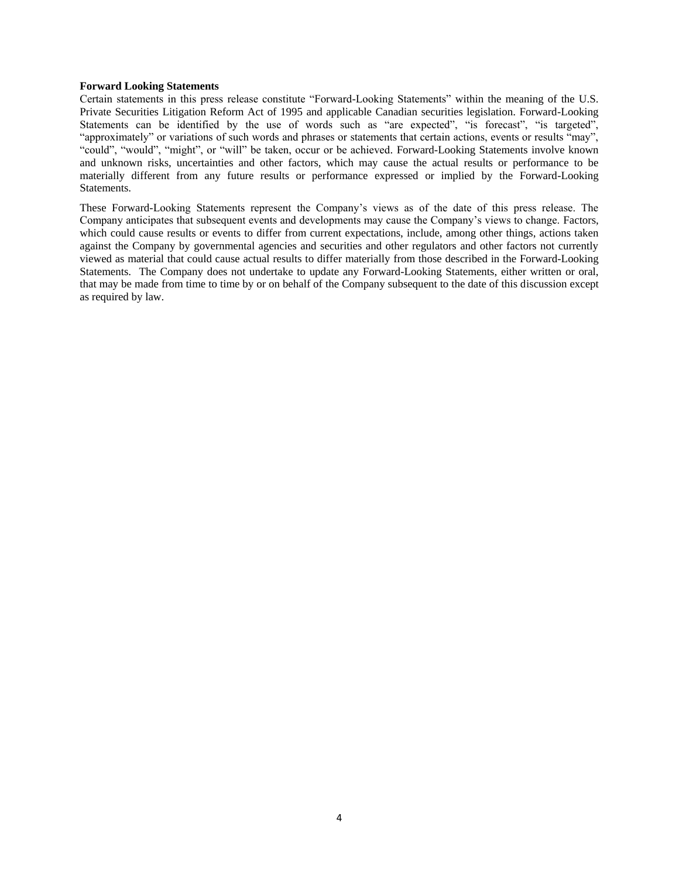**Forward Looking Statements**

Certain statements in this press release constitute "Forward-Looking Statements" within the meaning of the U.S. Private Securities Litigation Reform Act of 1995 and applicable Canadian securities legislation. Forward-Looking Statements can be identified by the use of words such as "are expected", "is forecast", "is targeted", "approximately" or variations of such words and phrases or statements that certain actions, events or results "may", "could", "would", "might", or "will" be taken, occur or be achieved. Forward-Looking Statements involve known and unknown risks, uncertainties and other factors, which may cause the actual results or performance to be materially different from any future results or performance expressed or implied by the Forward-Looking Statements.

These Forward-Looking Statements represent the Company's views as of the date of this press release. The Company anticipates that subsequent events and developments may cause the Company's views to change. Factors, which could cause results or events to differ from current expectations, include, among other things, actions taken against the Company by governmental agencies and securities and other regulators and other factors not currently viewed as material that could cause actual results to differ materially from those described in the Forward-Looking Statements. The Company does not undertake to update any Forward-Looking Statements, either written or oral, that may be made from time to time by or on behalf of the Company subsequent to the date of this discussion except as required by law.